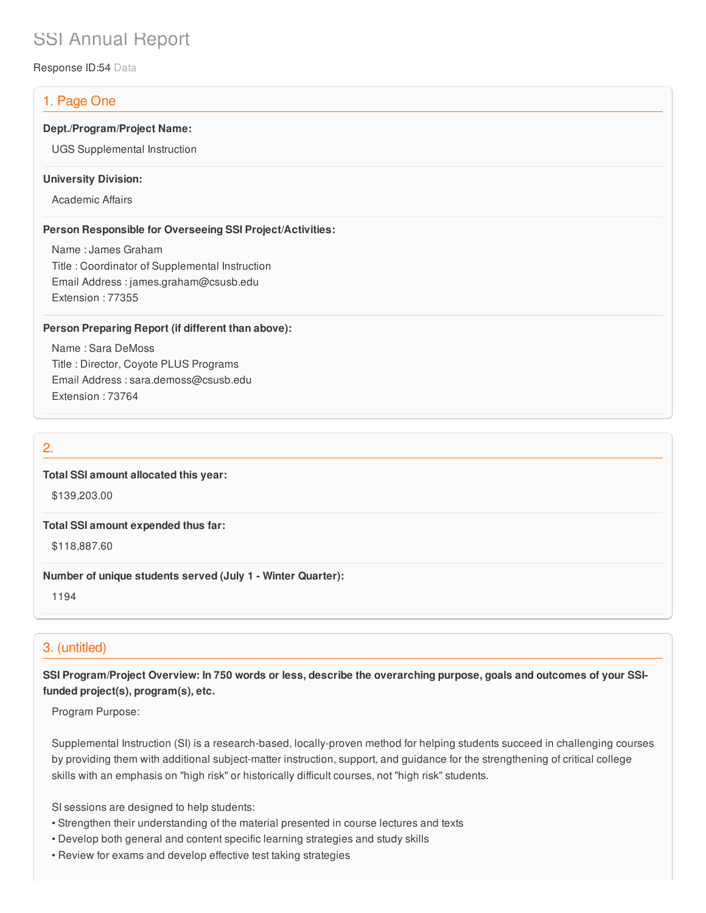# SSI Annual Report

Response ID:54 Data

## 1. Page One

**Dept./Program/Project Name:**

UGS Supplemental Instruction

**University Division:**

Academic Affairs

**Person Responsible for Overseeing SSI Project/Activities:**

Name : James Graham
Title : Coordinator of Supplemental Instruction
Email Address : james.graham@csusb.edu
Extension : 77355

**Person Preparing Report (if different than above):**

Name : Sara DeMoss
Title : Director, Coyote PLUS Programs
Email Address : sara.demoss@csusb.edu
Extension : 73764

## 2.

**Total SSI amount allocated this year:**

$139,203.00

**Total SSI amount expended thus far:**

$118,887.60

**Number of unique students served (July 1 - Winter Quarter):**

1194

## 3. (untitled)

**SSI Program/Project Overview: In 750 words or less, describe the overarching purpose, goals and outcomes of your SSI-funded project(s), program(s), etc.**

Program Purpose:

Supplemental Instruction (SI) is a research-based, locally-proven method for helping students succeed in challenging courses by providing them with additional subject-matter instruction, support, and guidance for the strengthening of critical college skills with an emphasis on "high risk" or historically difficult courses, not "high risk" students.

SI sessions are designed to help students:

- Strengthen their understanding of the material presented in course lectures and texts
- Develop both general and content specific learning strategies and study skills
- Review for exams and develop effective test taking strategies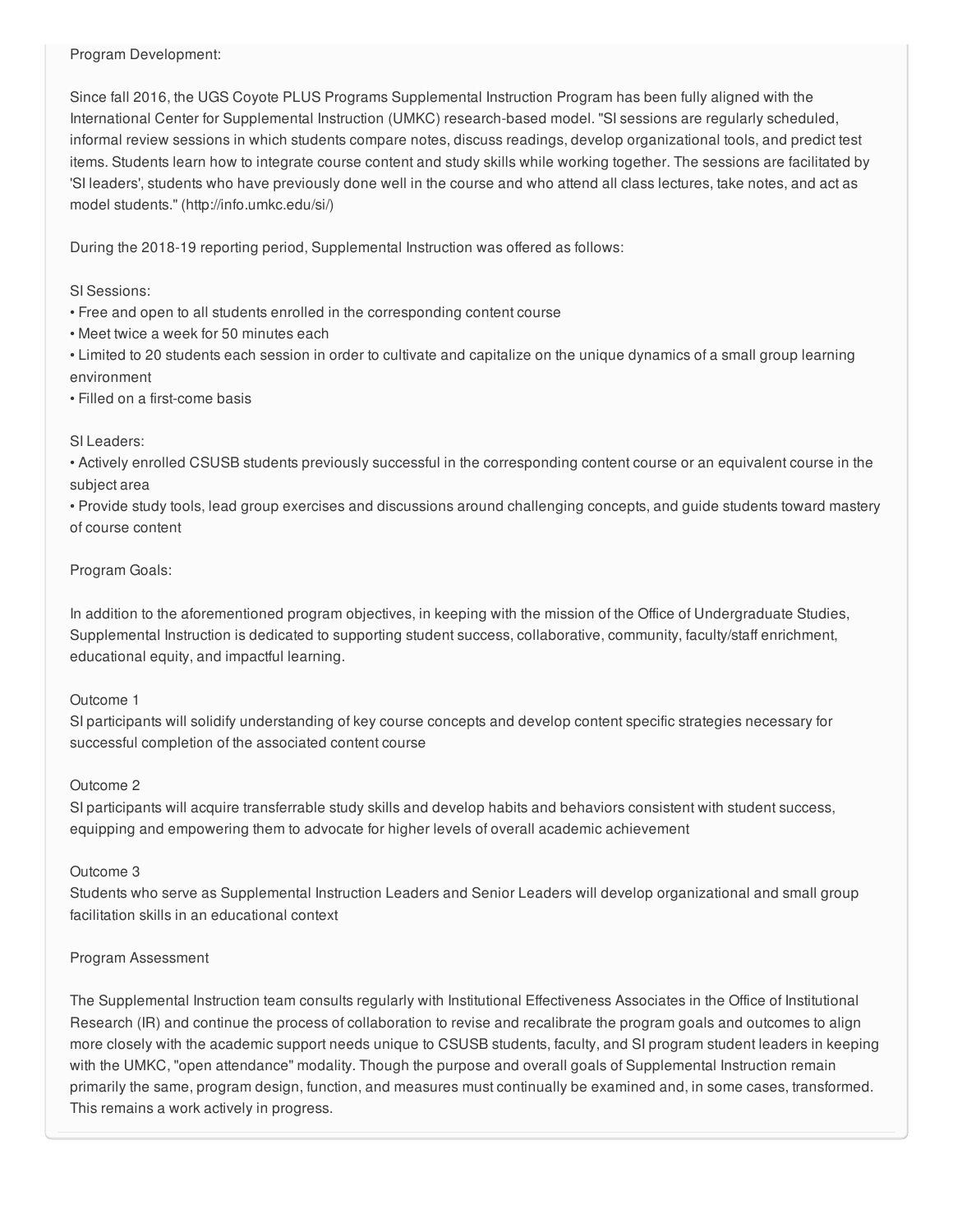Program Development:

Since fall 2016, the UGS Coyote PLUS Programs Supplemental Instruction Program has been fully aligned with the International Center for Supplemental Instruction (UMKC) research-based model. "SI sessions are regularly scheduled, informal review sessions in which students compare notes, discuss readings, develop organizational tools, and predict test items. Students learn how to integrate course content and study skills while working together. The sessions are facilitated by 'SI leaders', students who have previously done well in the course and who attend all class lectures, take notes, and act as model students." (http://info.umkc.edu/si/)

During the 2018-19 reporting period, Supplemental Instruction was offered as follows:

SI Sessions:

- Free and open to all students enrolled in the corresponding content course
- Meet twice a week for 50 minutes each
- Limited to 20 students each session in order to cultivate and capitalize on the unique dynamics of a small group learning environment
- Filled on a first-come basis

SI Leaders:

- Actively enrolled CSUSB students previously successful in the corresponding content course or an equivalent course in the subject area
- Provide study tools, lead group exercises and discussions around challenging concepts, and guide students toward mastery of course content

Program Goals:

In addition to the aforementioned program objectives, in keeping with the mission of the Office of Undergraduate Studies, Supplemental Instruction is dedicated to supporting student success, collaborative, community, faculty/staff enrichment, educational equity, and impactful learning.

Outcome 1
SI participants will solidify understanding of key course concepts and develop content specific strategies necessary for successful completion of the associated content course

Outcome 2
SI participants will acquire transferrable study skills and develop habits and behaviors consistent with student success, equipping and empowering them to advocate for higher levels of overall academic achievement

Outcome 3
Students who serve as Supplemental Instruction Leaders and Senior Leaders will develop organizational and small group facilitation skills in an educational context

Program Assessment

The Supplemental Instruction team consults regularly with Institutional Effectiveness Associates in the Office of Institutional Research (IR) and continue the process of collaboration to revise and recalibrate the program goals and outcomes to align more closely with the academic support needs unique to CSUSB students, faculty, and SI program student leaders in keeping with the UMKC, "open attendance" modality. Though the purpose and overall goals of Supplemental Instruction remain primarily the same, program design, function, and measures must continually be examined and, in some cases, transformed. This remains a work actively in progress.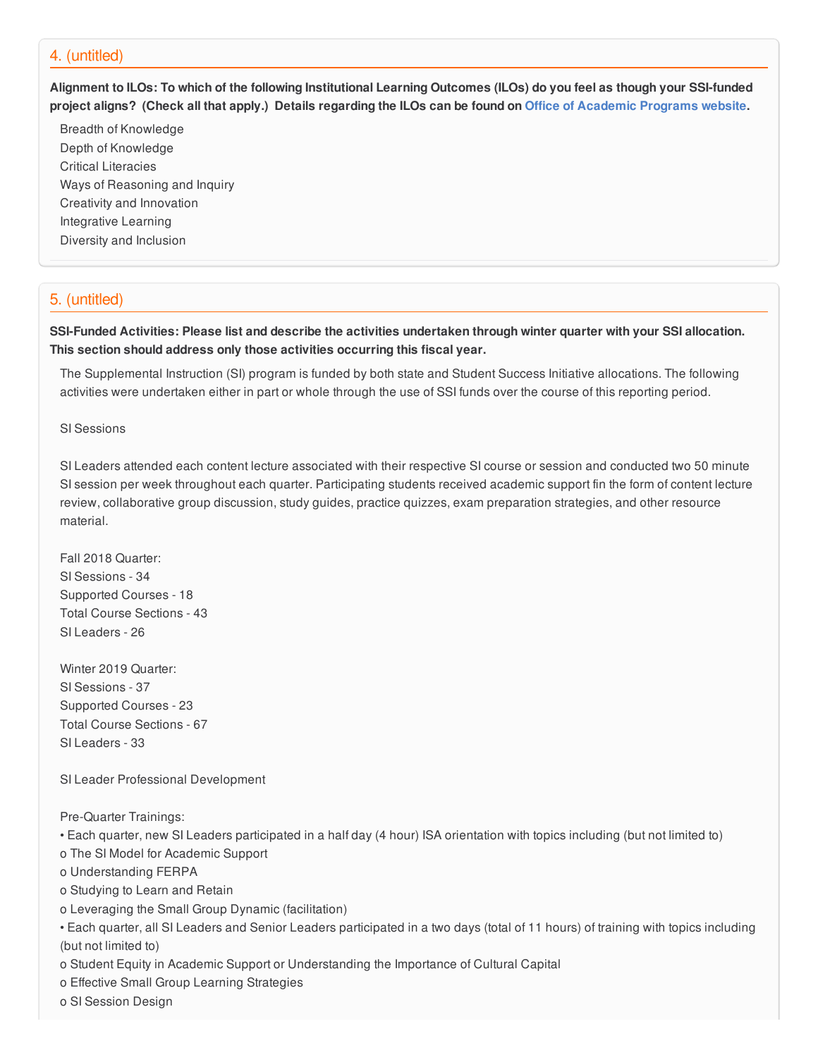## 4. (untitled)

**Alignment to ILOs: To which of the following Institutional Learning Outcomes (ILOs) do you feel as though your SSI-funded project aligns? (Check all that apply.) Details regarding the ILOs can be found on Office of Academic Programs website.**

Breadth of Knowledge
Depth of Knowledge
Critical Literacies
Ways of Reasoning and Inquiry
Creativity and Innovation
Integrative Learning
Diversity and Inclusion

## 5. (untitled)

**SSI-Funded Activities: Please list and describe the activities undertaken through winter quarter with your SSI allocation. This section should address only those activities occurring this fiscal year.**

The Supplemental Instruction (SI) program is funded by both state and Student Success Initiative allocations. The following activities were undertaken either in part or whole through the use of SSI funds over the course of this reporting period.

SI Sessions

SI Leaders attended each content lecture associated with their respective SI course or session and conducted two 50 minute SI session per week throughout each quarter. Participating students received academic support fin the form of content lecture review, collaborative group discussion, study guides, practice quizzes, exam preparation strategies, and other resource material.

Fall 2018 Quarter:
SI Sessions - 34
Supported Courses - 18
Total Course Sections - 43
SI Leaders - 26

Winter 2019 Quarter:
SI Sessions - 37
Supported Courses - 23
Total Course Sections - 67
SI Leaders - 33

SI Leader Professional Development

Pre-Quarter Trainings:
• Each quarter, new SI Leaders participated in a half day (4 hour) ISA orientation with topics including (but not limited to)
o The SI Model for Academic Support
o Understanding FERPA
o Studying to Learn and Retain
o Leveraging the Small Group Dynamic (facilitation)
• Each quarter, all SI Leaders and Senior Leaders participated in a two days (total of 11 hours) of training with topics including (but not limited to)
o Student Equity in Academic Support or Understanding the Importance of Cultural Capital
o Effective Small Group Learning Strategies
o SI Session Design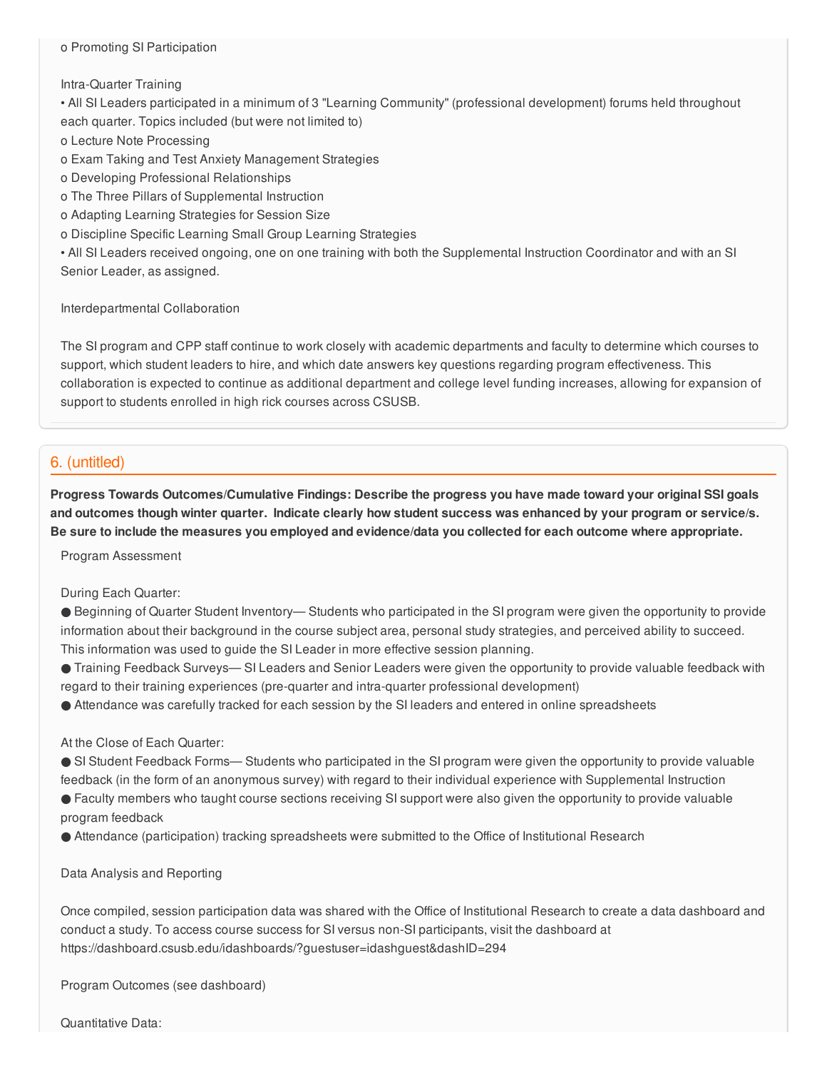o Promoting SI Participation

Intra-Quarter Training

• All SI Leaders participated in a minimum of 3 "Learning Community" (professional development) forums held throughout each quarter. Topics included (but were not limited to)
o Lecture Note Processing
o Exam Taking and Test Anxiety Management Strategies
o Developing Professional Relationships
o The Three Pillars of Supplemental Instruction
o Adapting Learning Strategies for Session Size
o Discipline Specific Learning Small Group Learning Strategies
• All SI Leaders received ongoing, one on one training with both the Supplemental Instruction Coordinator and with an SI Senior Leader, as assigned.

Interdepartmental Collaboration

The SI program and CPP staff continue to work closely with academic departments and faculty to determine which courses to support, which student leaders to hire, and which date answers key questions regarding program effectiveness. This collaboration is expected to continue as additional department and college level funding increases, allowing for expansion of support to students enrolled in high rick courses across CSUSB.

## 6. (untitled)

**Progress Towards Outcomes/Cumulative Findings: Describe the progress you have made toward your original SSI goals and outcomes though winter quarter. Indicate clearly how student success was enhanced by your program or service/s. Be sure to include the measures you employed and evidence/data you collected for each outcome where appropriate.**

Program Assessment

During Each Quarter:

● Beginning of Quarter Student Inventory— Students who participated in the SI program were given the opportunity to provide information about their background in the course subject area, personal study strategies, and perceived ability to succeed. This information was used to guide the SI Leader in more effective session planning.
● Training Feedback Surveys— SI Leaders and Senior Leaders were given the opportunity to provide valuable feedback with regard to their training experiences (pre-quarter and intra-quarter professional development)
● Attendance was carefully tracked for each session by the SI leaders and entered in online spreadsheets

At the Close of Each Quarter:

● SI Student Feedback Forms— Students who participated in the SI program were given the opportunity to provide valuable feedback (in the form of an anonymous survey) with regard to their individual experience with Supplemental Instruction
● Faculty members who taught course sections receiving SI support were also given the opportunity to provide valuable program feedback
● Attendance (participation) tracking spreadsheets were submitted to the Office of Institutional Research

Data Analysis and Reporting

Once compiled, session participation data was shared with the Office of Institutional Research to create a data dashboard and conduct a study. To access course success for SI versus non-SI participants, visit the dashboard at https://dashboard.csusb.edu/idashboards/?guestuser=idashguest&dashID=294

Program Outcomes (see dashboard)

Quantitative Data: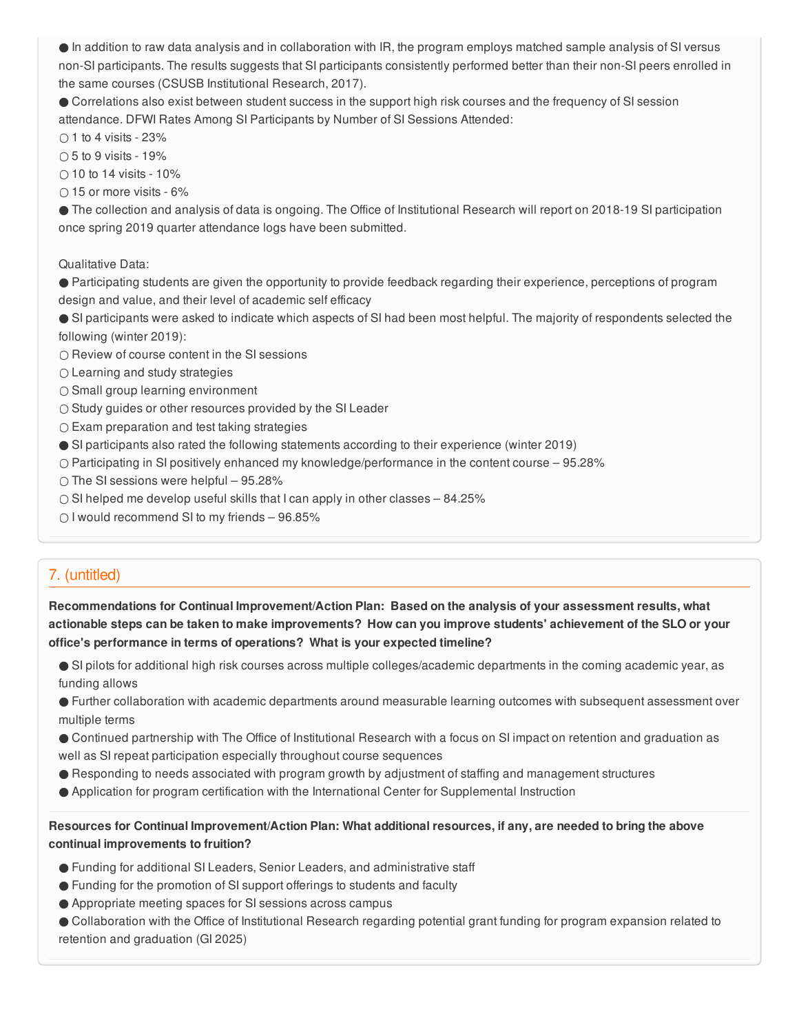- In addition to raw data analysis and in collaboration with IR, the program employs matched sample analysis of SI versus non-SI participants. The results suggests that SI participants consistently performed better than their non-SI peers enrolled in the same courses (CSUSB Institutional Research, 2017).
- Correlations also exist between student success in the support high risk courses and the frequency of SI session attendance. DFWI Rates Among SI Participants by Number of SI Sessions Attended:
  - 1 to 4 visits - 23%
  - 5 to 9 visits - 19%
  - 10 to 14 visits - 10%
  - 15 or more visits - 6%
- The collection and analysis of data is ongoing. The Office of Institutional Research will report on 2018-19 SI participation once spring 2019 quarter attendance logs have been submitted.

Qualitative Data:

- Participating students are given the opportunity to provide feedback regarding their experience, perceptions of program design and value, and their level of academic self efficacy
- SI participants were asked to indicate which aspects of SI had been most helpful. The majority of respondents selected the following (winter 2019):
  - Review of course content in the SI sessions
  - Learning and study strategies
  - Small group learning environment
  - Study guides or other resources provided by the SI Leader
  - Exam preparation and test taking strategies
- SI participants also rated the following statements according to their experience (winter 2019)
  - Participating in SI positively enhanced my knowledge/performance in the content course – 95.28%
  - The SI sessions were helpful – 95.28%
  - SI helped me develop useful skills that I can apply in other classes – 84.25%
  - I would recommend SI to my friends – 96.85%

## 7. (untitled)

**Recommendations for Continual Improvement/Action Plan: Based on the analysis of your assessment results, what actionable steps can be taken to make improvements? How can you improve students' achievement of the SLO or your office's performance in terms of operations? What is your expected timeline?**

- SI pilots for additional high risk courses across multiple colleges/academic departments in the coming academic year, as funding allows
- Further collaboration with academic departments around measurable learning outcomes with subsequent assessment over multiple terms
- Continued partnership with The Office of Institutional Research with a focus on SI impact on retention and graduation as well as SI repeat participation especially throughout course sequences
- Responding to needs associated with program growth by adjustment of staffing and management structures
- Application for program certification with the International Center for Supplemental Instruction

**Resources for Continual Improvement/Action Plan: What additional resources, if any, are needed to bring the above continual improvements to fruition?**

- Funding for additional SI Leaders, Senior Leaders, and administrative staff
- Funding for the promotion of SI support offerings to students and faculty
- Appropriate meeting spaces for SI sessions across campus
- Collaboration with the Office of Institutional Research regarding potential grant funding for program expansion related to retention and graduation (GI 2025)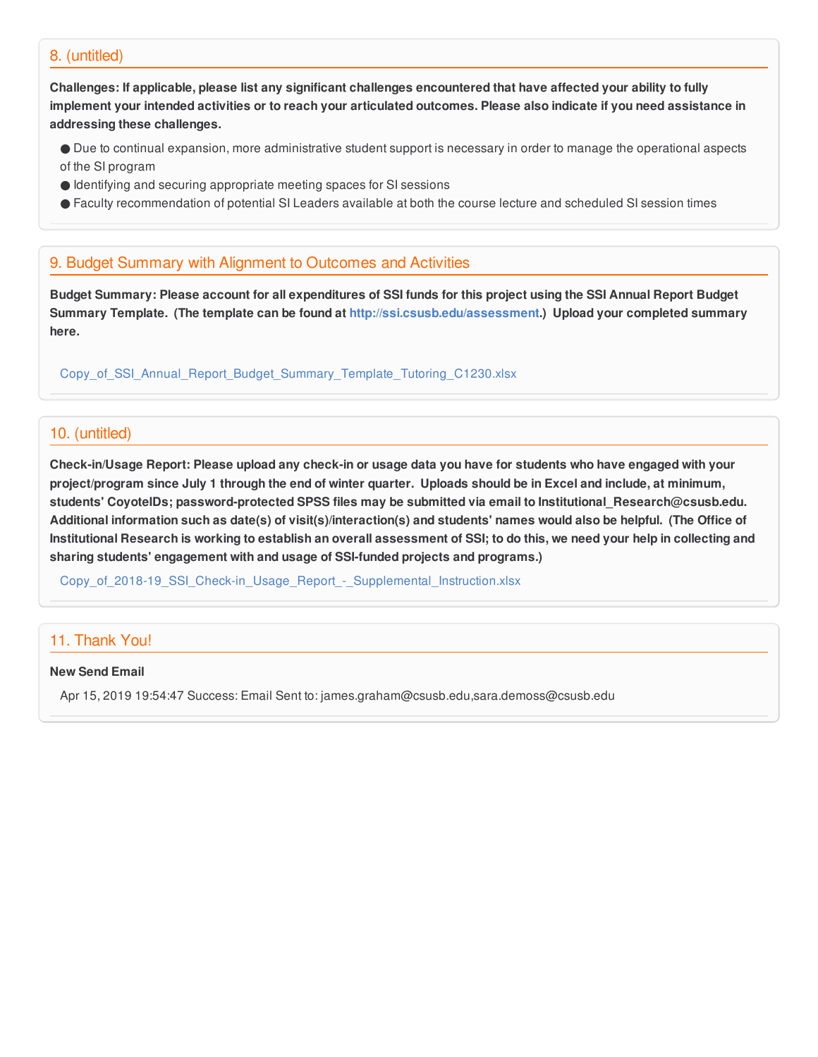## 8. (untitled)

**Challenges: If applicable, please list any significant challenges encountered that have affected your ability to fully implement your intended activities or to reach your articulated outcomes. Please also indicate if you need assistance in addressing these challenges.**

- Due to continual expansion, more administrative student support is necessary in order to manage the operational aspects of the SI program
- Identifying and securing appropriate meeting spaces for SI sessions
- Faculty recommendation of potential SI Leaders available at both the course lecture and scheduled SI session times

## 9. Budget Summary with Alignment to Outcomes and Activities

**Budget Summary: Please account for all expenditures of SSI funds for this project using the SSI Annual Report Budget Summary Template. (The template can be found at http://ssi.csusb.edu/assessment.) Upload your completed summary here.**

Copy_of_SSI_Annual_Report_Budget_Summary_Template_Tutoring_C1230.xlsx

## 10. (untitled)

**Check-in/Usage Report: Please upload any check-in or usage data you have for students who have engaged with your project/program since July 1 through the end of winter quarter. Uploads should be in Excel and include, at minimum, students' CoyoteIDs; password-protected SPSS files may be submitted via email to Institutional_Research@csusb.edu. Additional information such as date(s) of visit(s)/interaction(s) and students' names would also be helpful. (The Office of Institutional Research is working to establish an overall assessment of SSI; to do this, we need your help in collecting and sharing students' engagement with and usage of SSI-funded projects and programs.)**

Copy_of_2018-19_SSI_Check-in_Usage_Report_-_Supplemental_Instruction.xlsx

## 11. Thank You!

**New Send Email**

Apr 15, 2019 19:54:47 Success: Email Sent to: james.graham@csusb.edu,sara.demoss@csusb.edu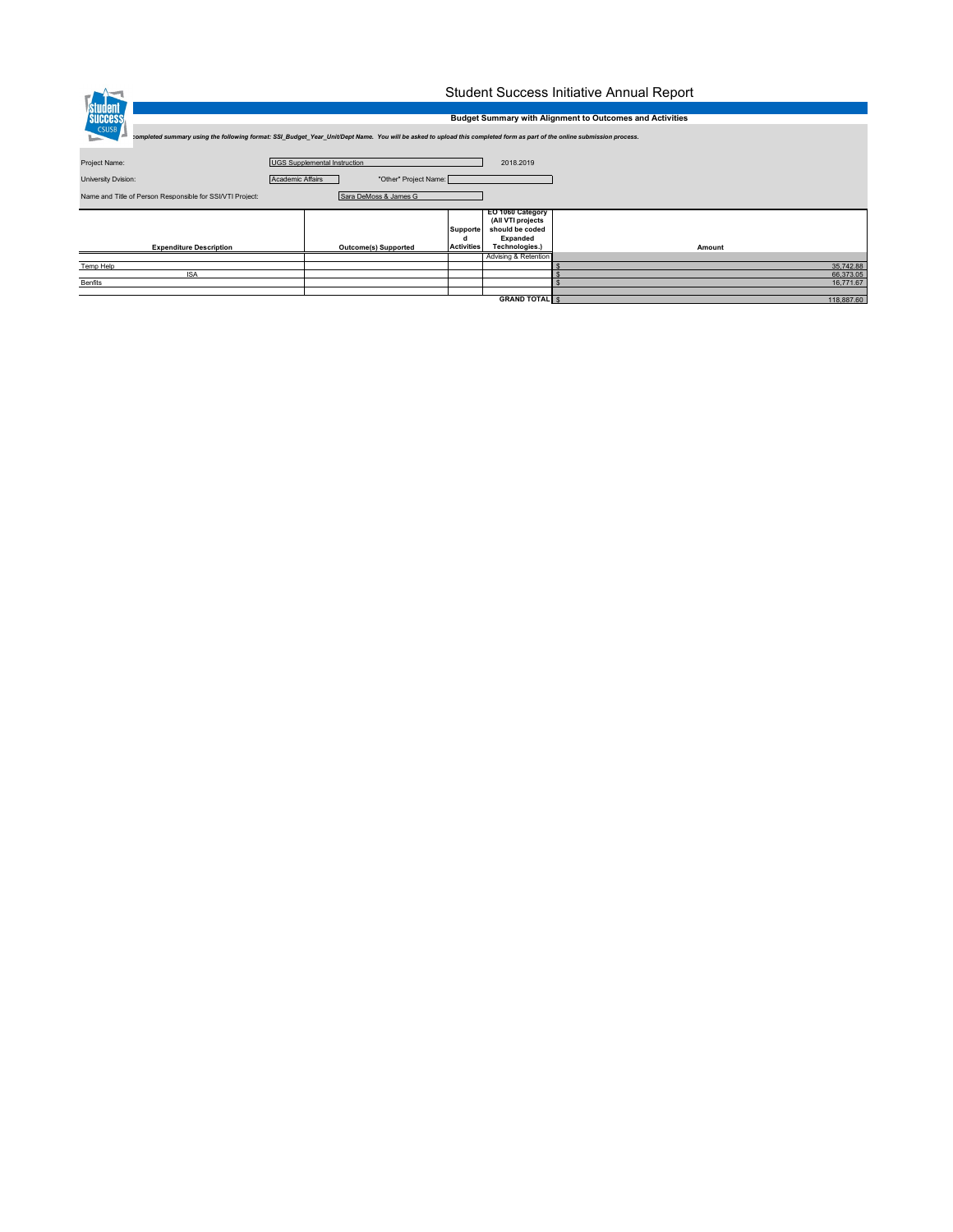# Student Success Initiative Annual Report

## Budget Summary with Alignment to Outcomes and Activities

*completed summary using the following format: SSI_Budget_Year_Unit/Dept Name. You will be asked to upload this completed form as part of the online submission process.*

Project Name: UGS Supplemental Instruction 2018.2019

University Dvision: Academic Affairs "Other" Project Name:

Name and Title of Person Responsible for SSI/VTI Project: Sara DeMoss & James G

| Expenditure Description | Outcome(s) Supported | Supported Activities | EO 1060 Category (All VTI projects should be coded Expanded Technologies.) | Amount |
|---|---|---|---|---|
| | | | Advising & Retention | |
| Temp Help | | | | $ 35,742.88 |
| ISA | | | | $ 66,373.05 |
| Benfits | | | | $ 16,771.67 |
| | | | | |
| | | | **GRAND TOTAL** | $ 118,887.60 |